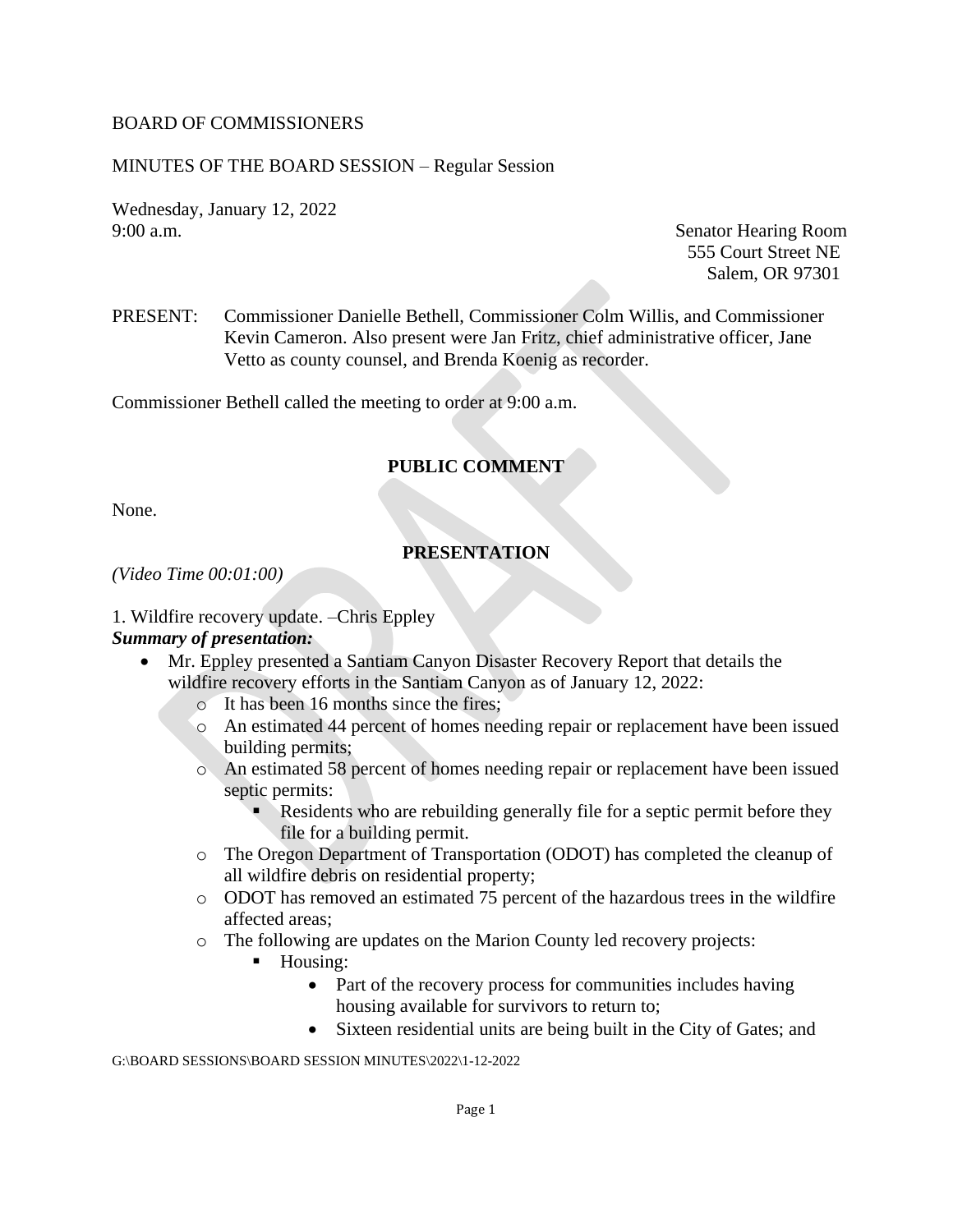BOARD OF COMMISSIONERS

MINUTES OF THE BOARD SESSION – Regular Session

Wednesday, January 12, 2022
9:00 a.m.

Senator Hearing Room
555 Court Street NE
Salem, OR 97301

PRESENT: Commissioner Danielle Bethell, Commissioner Colm Willis, and Commissioner Kevin Cameron. Also present were Jan Fritz, chief administrative officer, Jane Vetto as county counsel, and Brenda Koenig as recorder.

Commissioner Bethell called the meeting to order at 9:00 a.m.

## PUBLIC COMMENT

None.

## PRESENTATION

*(Video Time 00:01:00)*

1. Wildfire recovery update. –Chris Eppley

***Summary of presentation:***

- Mr. Eppley presented a Santiam Canyon Disaster Recovery Report that details the wildfire recovery efforts in the Santiam Canyon as of January 12, 2022:
  - It has been 16 months since the fires;
  - An estimated 44 percent of homes needing repair or replacement have been issued building permits;
  - An estimated 58 percent of homes needing repair or replacement have been issued septic permits:
    - Residents who are rebuilding generally file for a septic permit before they file for a building permit.
  - The Oregon Department of Transportation (ODOT) has completed the cleanup of all wildfire debris on residential property;
  - ODOT has removed an estimated 75 percent of the hazardous trees in the wildfire affected areas;
  - The following are updates on the Marion County led recovery projects:
    - Housing:
      - Part of the recovery process for communities includes having housing available for survivors to return to;
      - Sixteen residential units are being built in the City of Gates; and

G:\BOARD SESSIONS\BOARD SESSION MINUTES\2022\1-12-2022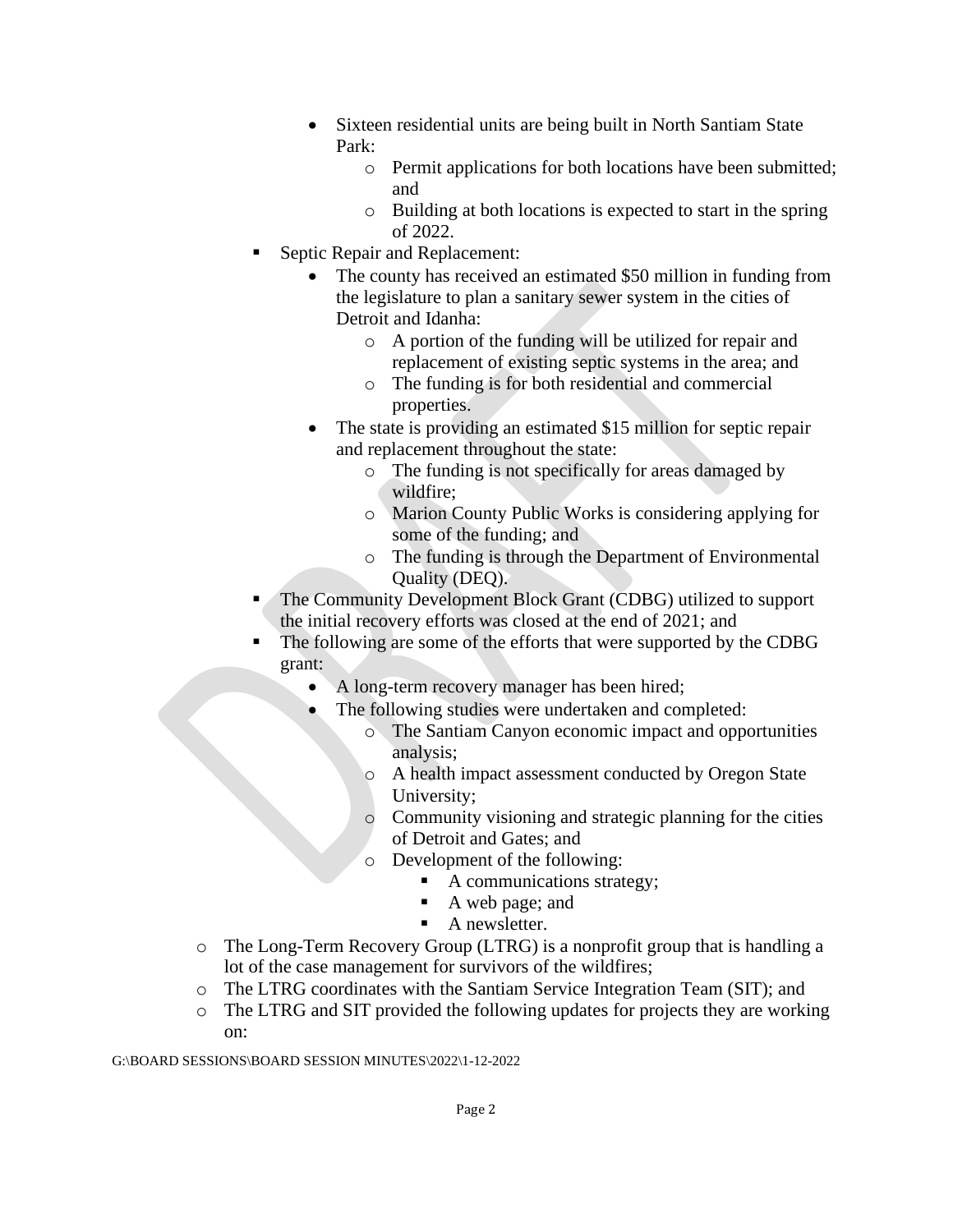- Sixteen residential units are being built in North Santiam State Park:
  - Permit applications for both locations have been submitted; and
  - Building at both locations is expected to start in the spring of 2022.
- Septic Repair and Replacement:
  - The county has received an estimated $50 million in funding from the legislature to plan a sanitary sewer system in the cities of Detroit and Idanha:
    - A portion of the funding will be utilized for repair and replacement of existing septic systems in the area; and
    - The funding is for both residential and commercial properties.
  - The state is providing an estimated $15 million for septic repair and replacement throughout the state:
    - The funding is not specifically for areas damaged by wildfire;
    - Marion County Public Works is considering applying for some of the funding; and
    - The funding is through the Department of Environmental Quality (DEQ).
- The Community Development Block Grant (CDBG) utilized to support the initial recovery efforts was closed at the end of 2021; and
- The following are some of the efforts that were supported by the CDBG grant:
  - A long-term recovery manager has been hired;
  - The following studies were undertaken and completed:
    - The Santiam Canyon economic impact and opportunities analysis;
    - A health impact assessment conducted by Oregon State University;
    - Community visioning and strategic planning for the cities of Detroit and Gates; and
    - Development of the following:
      - A communications strategy;
      - A web page; and
      - A newsletter.

- The Long-Term Recovery Group (LTRG) is a nonprofit group that is handling a lot of the case management for survivors of the wildfires;
- The LTRG coordinates with the Santiam Service Integration Team (SIT); and
- The LTRG and SIT provided the following updates for projects they are working on:

G:\BOARD SESSIONS\BOARD SESSION MINUTES\2022\1-12-2022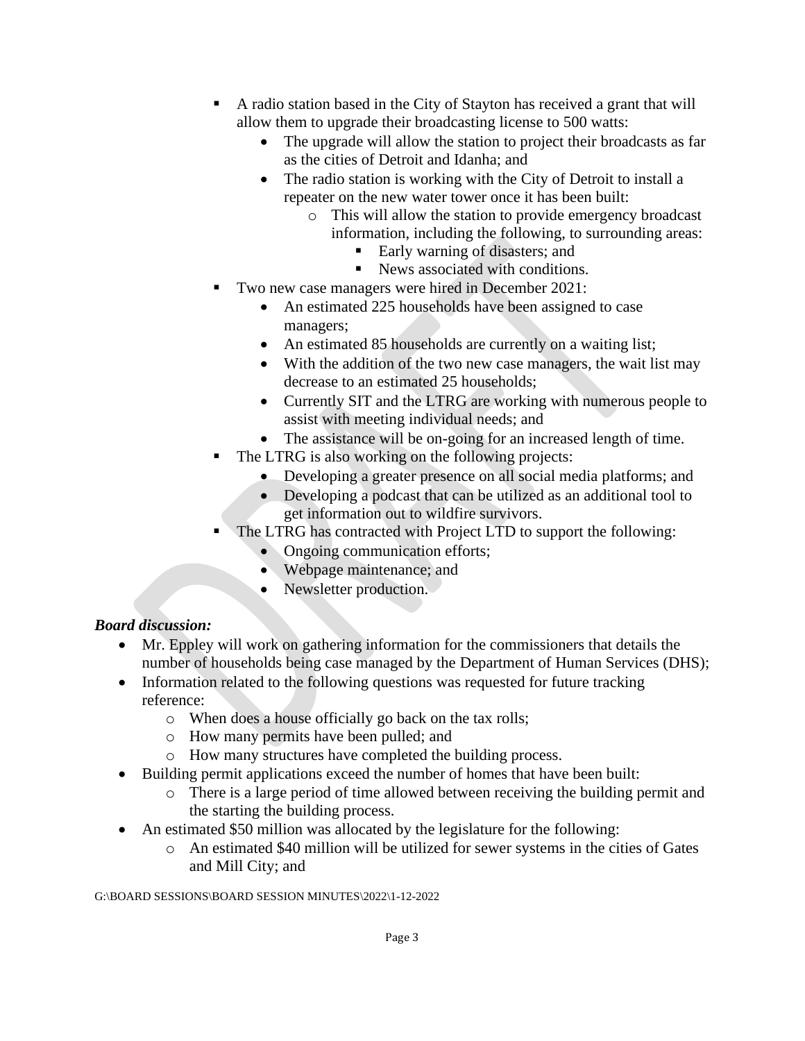- A radio station based in the City of Stayton has received a grant that will allow them to upgrade their broadcasting license to 500 watts:
  - The upgrade will allow the station to project their broadcasts as far as the cities of Detroit and Idanha; and
  - The radio station is working with the City of Detroit to install a repeater on the new water tower once it has been built:
    - This will allow the station to provide emergency broadcast information, including the following, to surrounding areas:
      - Early warning of disasters; and
      - News associated with conditions.
- Two new case managers were hired in December 2021:
  - An estimated 225 households have been assigned to case managers;
  - An estimated 85 households are currently on a waiting list;
  - With the addition of the two new case managers, the wait list may decrease to an estimated 25 households;
  - Currently SIT and the LTRG are working with numerous people to assist with meeting individual needs; and
  - The assistance will be on-going for an increased length of time.
- The LTRG is also working on the following projects:
  - Developing a greater presence on all social media platforms; and
  - Developing a podcast that can be utilized as an additional tool to get information out to wildfire survivors.
- The LTRG has contracted with Project LTD to support the following:
  - Ongoing communication efforts;
  - Webpage maintenance; and
  - Newsletter production.

***Board discussion:***

- Mr. Eppley will work on gathering information for the commissioners that details the number of households being case managed by the Department of Human Services (DHS);
- Information related to the following questions was requested for future tracking reference:
  - When does a house officially go back on the tax rolls;
  - How many permits have been pulled; and
  - How many structures have completed the building process.
- Building permit applications exceed the number of homes that have been built:
  - There is a large period of time allowed between receiving the building permit and the starting the building process.
- An estimated $50 million was allocated by the legislature for the following:
  - An estimated $40 million will be utilized for sewer systems in the cities of Gates and Mill City; and

G:\BOARD SESSIONS\BOARD SESSION MINUTES\2022\1-12-2022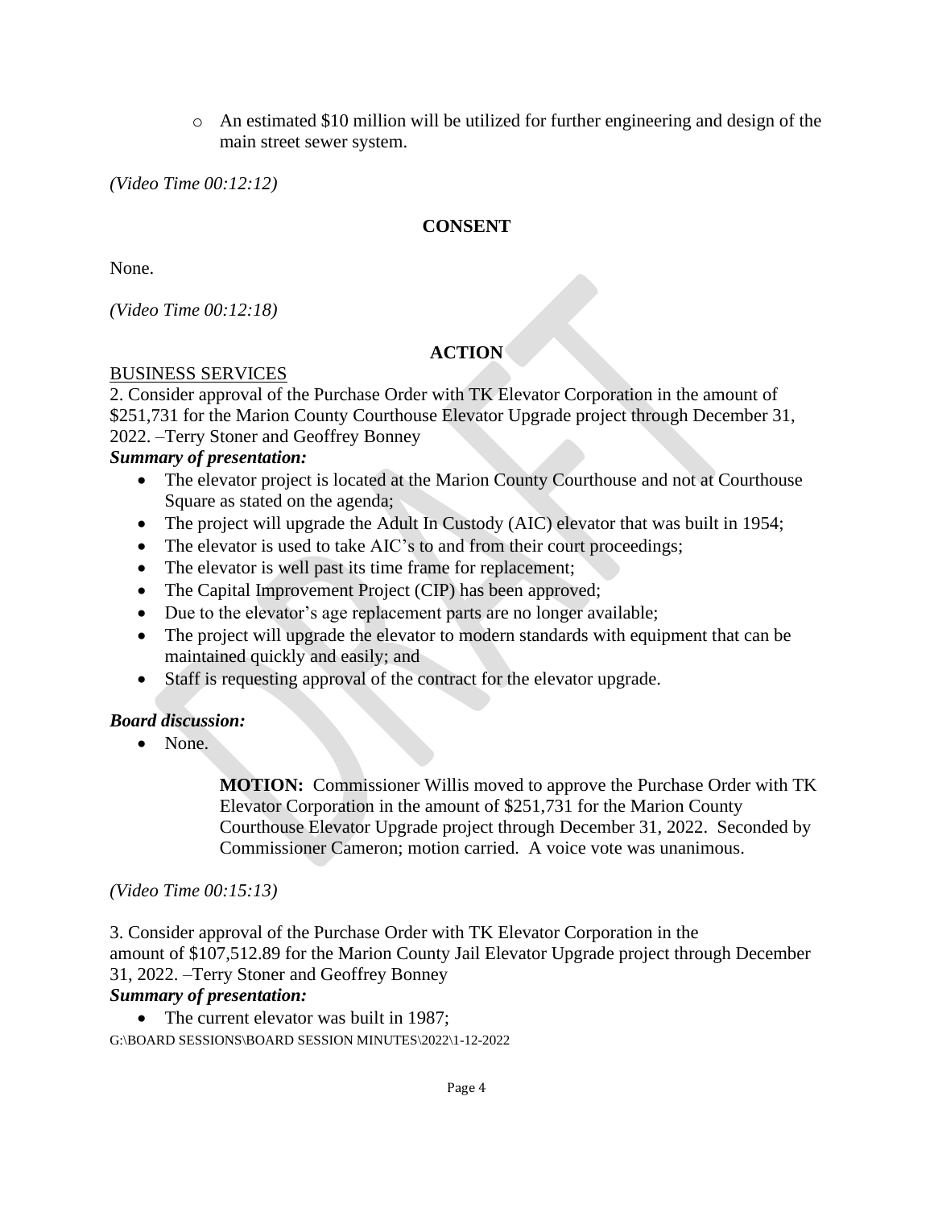- An estimated $10 million will be utilized for further engineering and design of the main street sewer system.

*(Video Time 00:12:12)*

## CONSENT

None.

*(Video Time 00:12:18)*

## ACTION

BUSINESS SERVICES

2. Consider approval of the Purchase Order with TK Elevator Corporation in the amount of $251,731 for the Marion County Courthouse Elevator Upgrade project through December 31, 2022. –Terry Stoner and Geoffrey Bonney

***Summary of presentation:***

- The elevator project is located at the Marion County Courthouse and not at Courthouse Square as stated on the agenda;
- The project will upgrade the Adult In Custody (AIC) elevator that was built in 1954;
- The elevator is used to take AIC's to and from their court proceedings;
- The elevator is well past its time frame for replacement;
- The Capital Improvement Project (CIP) has been approved;
- Due to the elevator's age replacement parts are no longer available;
- The project will upgrade the elevator to modern standards with equipment that can be maintained quickly and easily; and
- Staff is requesting approval of the contract for the elevator upgrade.

***Board discussion:***

- None.

> **MOTION:** Commissioner Willis moved to approve the Purchase Order with TK Elevator Corporation in the amount of $251,731 for the Marion County Courthouse Elevator Upgrade project through December 31, 2022. Seconded by Commissioner Cameron; motion carried. A voice vote was unanimous.

*(Video Time 00:15:13)*

3. Consider approval of the Purchase Order with TK Elevator Corporation in the amount of $107,512.89 for the Marion County Jail Elevator Upgrade project through December 31, 2022. –Terry Stoner and Geoffrey Bonney

***Summary of presentation:***

- The current elevator was built in 1987;

G:\BOARD SESSIONS\BOARD SESSION MINUTES\2022\1-12-2022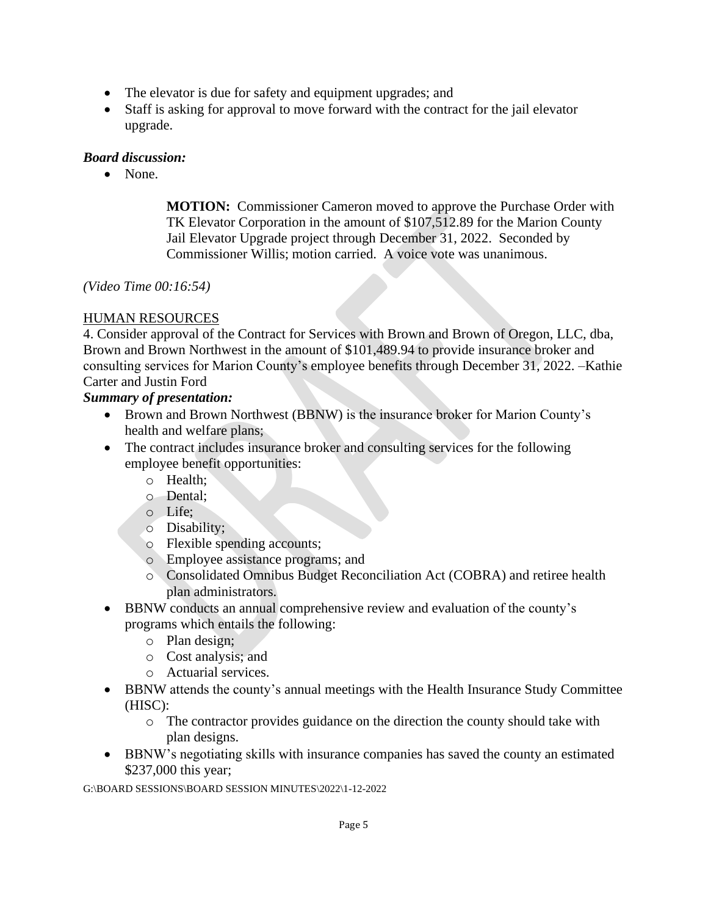- The elevator is due for safety and equipment upgrades; and
- Staff is asking for approval to move forward with the contract for the jail elevator upgrade.

***Board discussion:***

- None.

> **MOTION:** Commissioner Cameron moved to approve the Purchase Order with TK Elevator Corporation in the amount of $107,512.89 for the Marion County Jail Elevator Upgrade project through December 31, 2022. Seconded by Commissioner Willis; motion carried. A voice vote was unanimous.

*(Video Time 00:16:54)*

<u>HUMAN RESOURCES</u>

4. Consider approval of the Contract for Services with Brown and Brown of Oregon, LLC, dba, Brown and Brown Northwest in the amount of $101,489.94 to provide insurance broker and consulting services for Marion County's employee benefits through December 31, 2022. –Kathie Carter and Justin Ford

***Summary of presentation:***

- Brown and Brown Northwest (BBNW) is the insurance broker for Marion County's health and welfare plans;
- The contract includes insurance broker and consulting services for the following employee benefit opportunities:
  - Health;
  - Dental;
  - Life;
  - Disability;
  - Flexible spending accounts;
  - Employee assistance programs; and
  - Consolidated Omnibus Budget Reconciliation Act (COBRA) and retiree health plan administrators.
- BBNW conducts an annual comprehensive review and evaluation of the county's programs which entails the following:
  - Plan design;
  - Cost analysis; and
  - Actuarial services.
- BBNW attends the county's annual meetings with the Health Insurance Study Committee (HISC):
  - The contractor provides guidance on the direction the county should take with plan designs.
- BBNW's negotiating skills with insurance companies has saved the county an estimated $237,000 this year;

G:\BOARD SESSIONS\BOARD SESSION MINUTES\2022\1-12-2022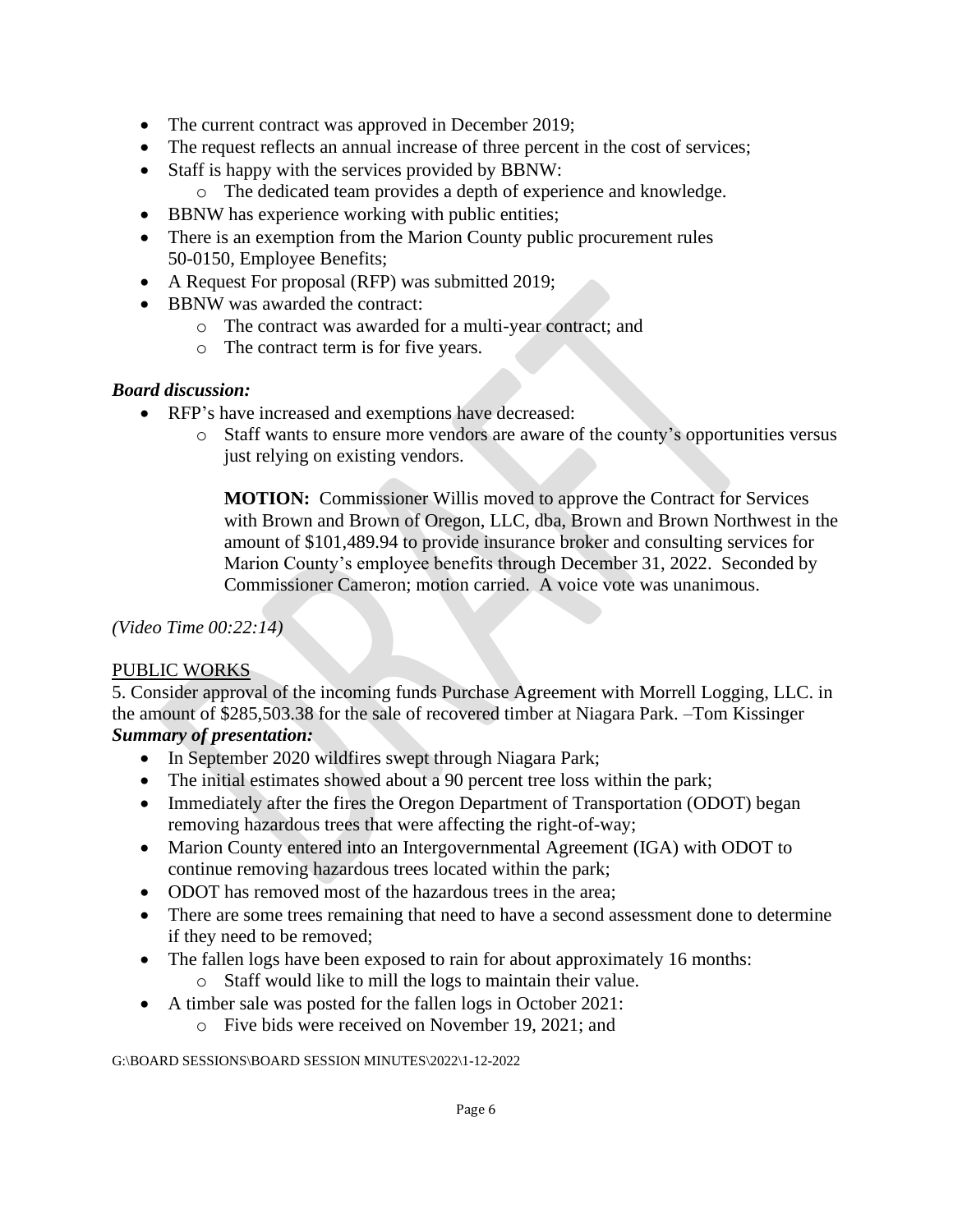- The current contract was approved in December 2019;
- The request reflects an annual increase of three percent in the cost of services;
- Staff is happy with the services provided by BBNW:
    - The dedicated team provides a depth of experience and knowledge.
- BBNW has experience working with public entities;
- There is an exemption from the Marion County public procurement rules 50-0150, Employee Benefits;
- A Request For proposal (RFP) was submitted 2019;
- BBNW was awarded the contract:
    - The contract was awarded for a multi-year contract; and
    - The contract term is for five years.

***Board discussion:***

- RFP's have increased and exemptions have decreased:
    - Staff wants to ensure more vendors are aware of the county's opportunities versus just relying on existing vendors.

**MOTION:** Commissioner Willis moved to approve the Contract for Services with Brown and Brown of Oregon, LLC, dba, Brown and Brown Northwest in the amount of $101,489.94 to provide insurance broker and consulting services for Marion County's employee benefits through December 31, 2022. Seconded by Commissioner Cameron; motion carried. A voice vote was unanimous.

*(Video Time 00:22:14)*

PUBLIC WORKS

5. Consider approval of the incoming funds Purchase Agreement with Morrell Logging, LLC. in the amount of $285,503.38 for the sale of recovered timber at Niagara Park. –Tom Kissinger

***Summary of presentation:***

- In September 2020 wildfires swept through Niagara Park;
- The initial estimates showed about a 90 percent tree loss within the park;
- Immediately after the fires the Oregon Department of Transportation (ODOT) began removing hazardous trees that were affecting the right-of-way;
- Marion County entered into an Intergovernmental Agreement (IGA) with ODOT to continue removing hazardous trees located within the park;
- ODOT has removed most of the hazardous trees in the area;
- There are some trees remaining that need to have a second assessment done to determine if they need to be removed;
- The fallen logs have been exposed to rain for about approximately 16 months:
    - Staff would like to mill the logs to maintain their value.
- A timber sale was posted for the fallen logs in October 2021:
    - Five bids were received on November 19, 2021; and

G:\BOARD SESSIONS\BOARD SESSION MINUTES\2022\1-12-2022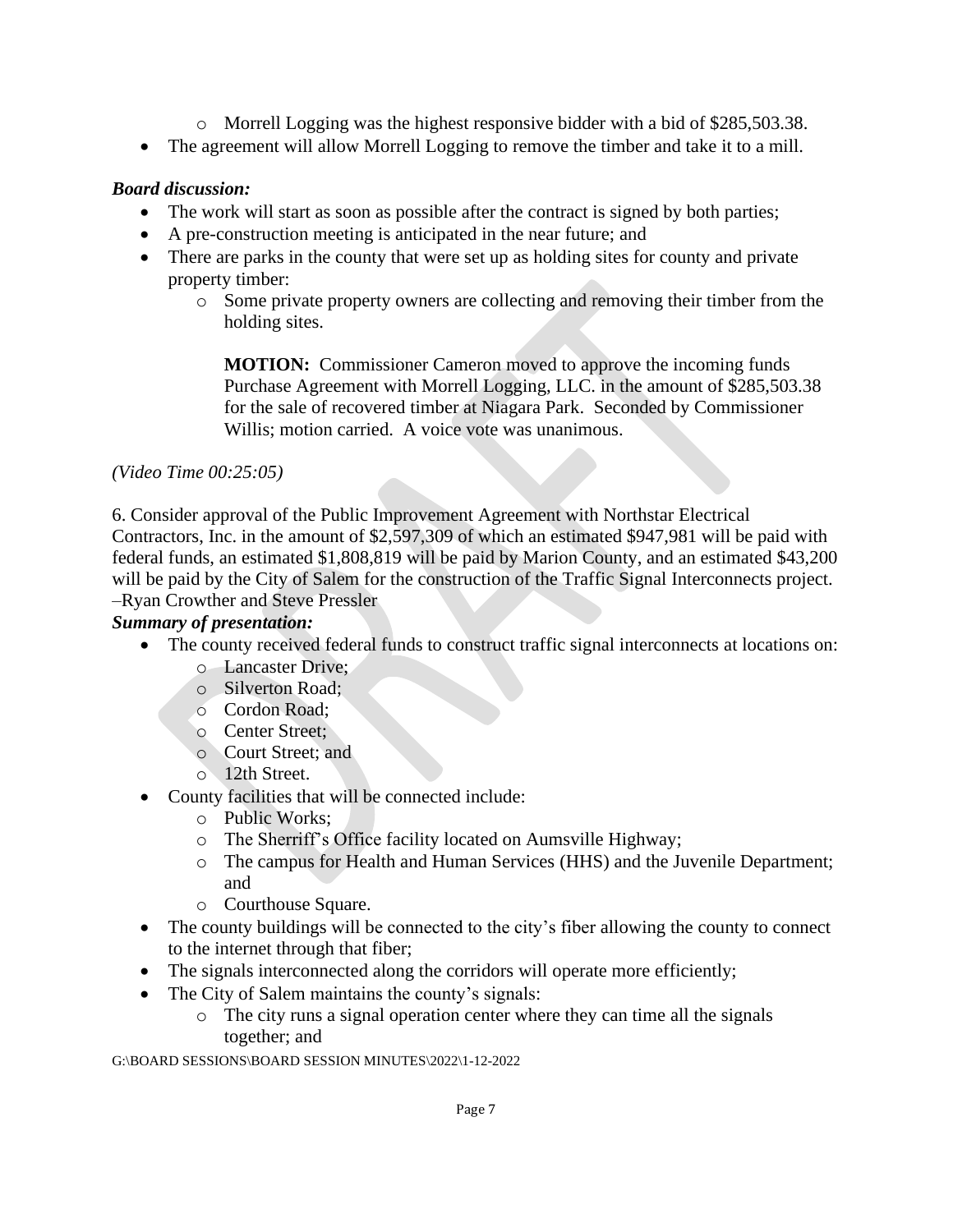- Morrell Logging was the highest responsive bidder with a bid of $285,503.38.
- The agreement will allow Morrell Logging to remove the timber and take it to a mill.

***Board discussion:***

- The work will start as soon as possible after the contract is signed by both parties;
- A pre-construction meeting is anticipated in the near future; and
- There are parks in the county that were set up as holding sites for county and private property timber:
  - Some private property owners are collecting and removing their timber from the holding sites.

    **MOTION:** Commissioner Cameron moved to approve the incoming funds Purchase Agreement with Morrell Logging, LLC. in the amount of $285,503.38 for the sale of recovered timber at Niagara Park. Seconded by Commissioner Willis; motion carried. A voice vote was unanimous.

*(Video Time 00:25:05)*

6. Consider approval of the Public Improvement Agreement with Northstar Electrical Contractors, Inc. in the amount of $2,597,309 of which an estimated $947,981 will be paid with federal funds, an estimated $1,808,819 will be paid by Marion County, and an estimated $43,200 will be paid by the City of Salem for the construction of the Traffic Signal Interconnects project. –Ryan Crowther and Steve Pressler

***Summary of presentation:***

- The county received federal funds to construct traffic signal interconnects at locations on:
  - Lancaster Drive;
  - Silverton Road;
  - Cordon Road;
  - Center Street;
  - Court Street; and
  - 12th Street.
- County facilities that will be connected include:
  - Public Works;
  - The Sherriff's Office facility located on Aumsville Highway;
  - The campus for Health and Human Services (HHS) and the Juvenile Department; and
  - Courthouse Square.
- The county buildings will be connected to the city's fiber allowing the county to connect to the internet through that fiber;
- The signals interconnected along the corridors will operate more efficiently;
- The City of Salem maintains the county's signals:
  - The city runs a signal operation center where they can time all the signals together; and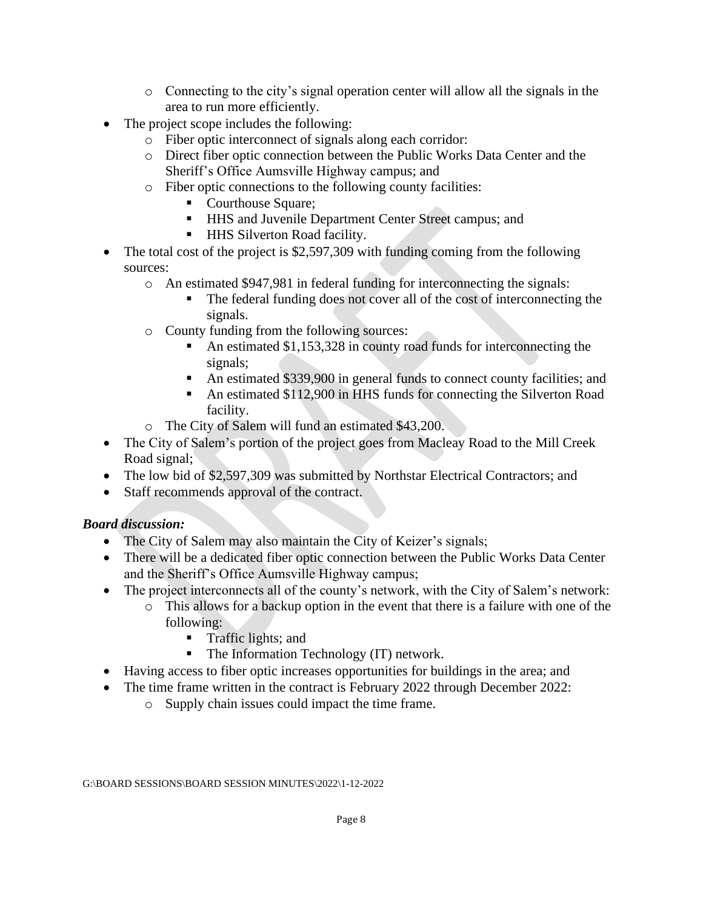- Connecting to the city's signal operation center will allow all the signals in the area to run more efficiently.
- The project scope includes the following:
    - Fiber optic interconnect of signals along each corridor:
    - Direct fiber optic connection between the Public Works Data Center and the Sheriff's Office Aumsville Highway campus; and
    - Fiber optic connections to the following county facilities:
        - Courthouse Square;
        - HHS and Juvenile Department Center Street campus; and
        - HHS Silverton Road facility.
- The total cost of the project is $2,597,309 with funding coming from the following sources:
    - An estimated $947,981 in federal funding for interconnecting the signals:
        - The federal funding does not cover all of the cost of interconnecting the signals.
    - County funding from the following sources:
        - An estimated $1,153,328 in county road funds for interconnecting the signals;
        - An estimated $339,900 in general funds to connect county facilities; and
        - An estimated $112,900 in HHS funds for connecting the Silverton Road facility.
    - The City of Salem will fund an estimated $43,200.
- The City of Salem's portion of the project goes from Macleay Road to the Mill Creek Road signal;
- The low bid of $2,597,309 was submitted by Northstar Electrical Contractors; and
- Staff recommends approval of the contract.

***Board discussion:***

- The City of Salem may also maintain the City of Keizer's signals;
- There will be a dedicated fiber optic connection between the Public Works Data Center and the Sheriff's Office Aumsville Highway campus;
- The project interconnects all of the county's network, with the City of Salem's network:
    - This allows for a backup option in the event that there is a failure with one of the following:
        - Traffic lights; and
        - The Information Technology (IT) network.
- Having access to fiber optic increases opportunities for buildings in the area; and
- The time frame written in the contract is February 2022 through December 2022:
    - Supply chain issues could impact the time frame.

G:\BOARD SESSIONS\BOARD SESSION MINUTES\2022\1-12-2022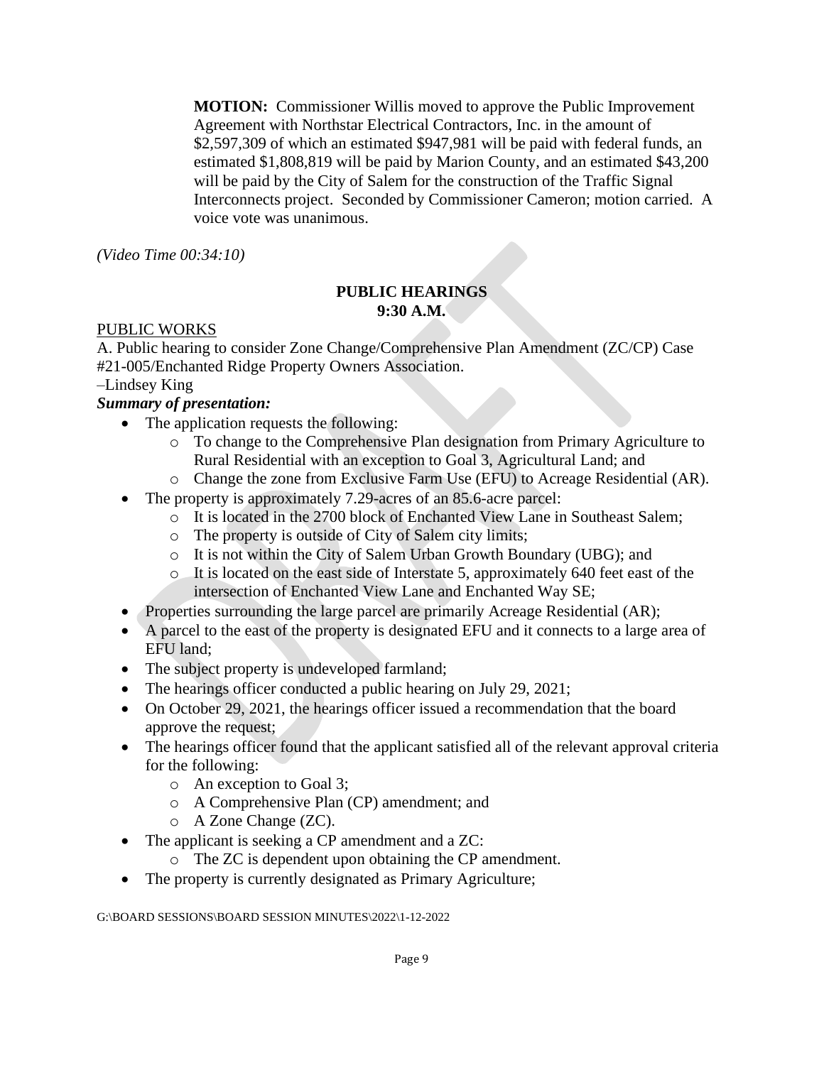**MOTION:** Commissioner Willis moved to approve the Public Improvement Agreement with Northstar Electrical Contractors, Inc. in the amount of $2,597,309 of which an estimated $947,981 will be paid with federal funds, an estimated $1,808,819 will be paid by Marion County, and an estimated $43,200 will be paid by the City of Salem for the construction of the Traffic Signal Interconnects project. Seconded by Commissioner Cameron; motion carried. A voice vote was unanimous.

*(Video Time 00:34:10)*

**PUBLIC HEARINGS**
**9:30 A.M.**

PUBLIC WORKS

A. Public hearing to consider Zone Change/Comprehensive Plan Amendment (ZC/CP) Case #21-005/Enchanted Ridge Property Owners Association.

–Lindsey King

***Summary of presentation:***

- The application requests the following:
  - To change to the Comprehensive Plan designation from Primary Agriculture to Rural Residential with an exception to Goal 3, Agricultural Land; and
  - Change the zone from Exclusive Farm Use (EFU) to Acreage Residential (AR).
- The property is approximately 7.29-acres of an 85.6-acre parcel:
  - It is located in the 2700 block of Enchanted View Lane in Southeast Salem;
  - The property is outside of City of Salem city limits;
  - It is not within the City of Salem Urban Growth Boundary (UBG); and
  - It is located on the east side of Interstate 5, approximately 640 feet east of the intersection of Enchanted View Lane and Enchanted Way SE;
- Properties surrounding the large parcel are primarily Acreage Residential (AR);
- A parcel to the east of the property is designated EFU and it connects to a large area of EFU land;
- The subject property is undeveloped farmland;
- The hearings officer conducted a public hearing on July 29, 2021;
- On October 29, 2021, the hearings officer issued a recommendation that the board approve the request;
- The hearings officer found that the applicant satisfied all of the relevant approval criteria for the following:
  - An exception to Goal 3;
  - A Comprehensive Plan (CP) amendment; and
  - A Zone Change (ZC).
- The applicant is seeking a CP amendment and a ZC:
  - The ZC is dependent upon obtaining the CP amendment.
- The property is currently designated as Primary Agriculture;

G:\BOARD SESSIONS\BOARD SESSION MINUTES\2022\1-12-2022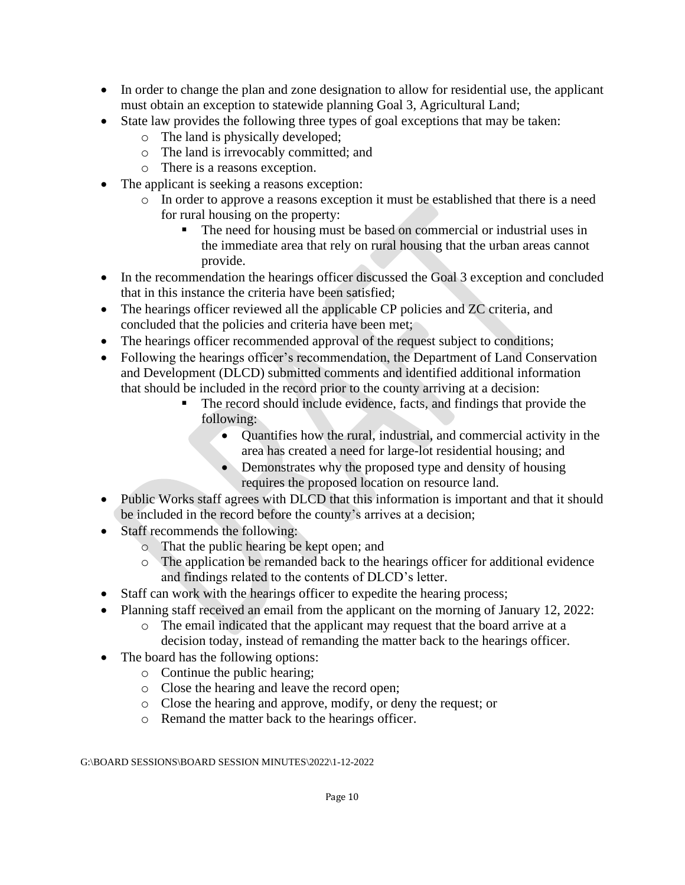- In order to change the plan and zone designation to allow for residential use, the applicant must obtain an exception to statewide planning Goal 3, Agricultural Land;
- State law provides the following three types of goal exceptions that may be taken:
  - The land is physically developed;
  - The land is irrevocably committed; and
  - There is a reasons exception.
- The applicant is seeking a reasons exception:
  - In order to approve a reasons exception it must be established that there is a need for rural housing on the property:
    - The need for housing must be based on commercial or industrial uses in the immediate area that rely on rural housing that the urban areas cannot provide.
- In the recommendation the hearings officer discussed the Goal 3 exception and concluded that in this instance the criteria have been satisfied;
- The hearings officer reviewed all the applicable CP policies and ZC criteria, and concluded that the policies and criteria have been met;
- The hearings officer recommended approval of the request subject to conditions;
- Following the hearings officer's recommendation, the Department of Land Conservation and Development (DLCD) submitted comments and identified additional information that should be included in the record prior to the county arriving at a decision:
    - The record should include evidence, facts, and findings that provide the following:
      - Quantifies how the rural, industrial, and commercial activity in the area has created a need for large-lot residential housing; and
      - Demonstrates why the proposed type and density of housing requires the proposed location on resource land.
- Public Works staff agrees with DLCD that this information is important and that it should be included in the record before the county's arrives at a decision;
- Staff recommends the following:
  - That the public hearing be kept open; and
  - The application be remanded back to the hearings officer for additional evidence and findings related to the contents of DLCD's letter.
- Staff can work with the hearings officer to expedite the hearing process;
- Planning staff received an email from the applicant on the morning of January 12, 2022:
  - The email indicated that the applicant may request that the board arrive at a decision today, instead of remanding the matter back to the hearings officer.
- The board has the following options:
  - Continue the public hearing;
  - Close the hearing and leave the record open;
  - Close the hearing and approve, modify, or deny the request; or
  - Remand the matter back to the hearings officer.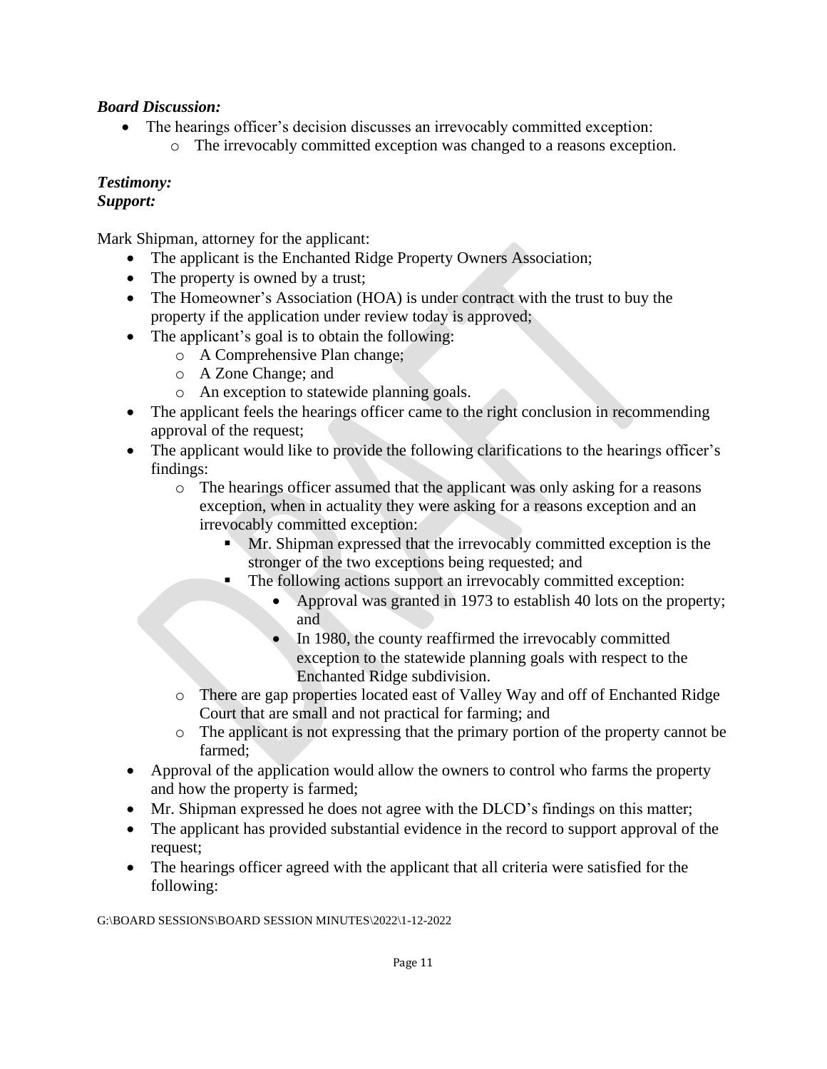***Board Discussion:***

- The hearings officer's decision discusses an irrevocably committed exception:
    - The irrevocably committed exception was changed to a reasons exception.

***Testimony:***
***Support:***

Mark Shipman, attorney for the applicant:

- The applicant is the Enchanted Ridge Property Owners Association;
- The property is owned by a trust;
- The Homeowner's Association (HOA) is under contract with the trust to buy the property if the application under review today is approved;
- The applicant's goal is to obtain the following:
    - A Comprehensive Plan change;
    - A Zone Change; and
    - An exception to statewide planning goals.
- The applicant feels the hearings officer came to the right conclusion in recommending approval of the request;
- The applicant would like to provide the following clarifications to the hearings officer's findings:
    - The hearings officer assumed that the applicant was only asking for a reasons exception, when in actuality they were asking for a reasons exception and an irrevocably committed exception:
        - Mr. Shipman expressed that the irrevocably committed exception is the stronger of the two exceptions being requested; and
        - The following actions support an irrevocably committed exception:
            - Approval was granted in 1973 to establish 40 lots on the property; and
            - In 1980, the county reaffirmed the irrevocably committed exception to the statewide planning goals with respect to the Enchanted Ridge subdivision.
    - There are gap properties located east of Valley Way and off of Enchanted Ridge Court that are small and not practical for farming; and
    - The applicant is not expressing that the primary portion of the property cannot be farmed;
- Approval of the application would allow the owners to control who farms the property and how the property is farmed;
- Mr. Shipman expressed he does not agree with the DLCD's findings on this matter;
- The applicant has provided substantial evidence in the record to support approval of the request;
- The hearings officer agreed with the applicant that all criteria were satisfied for the following:

G:\BOARD SESSIONS\BOARD SESSION MINUTES\2022\1-12-2022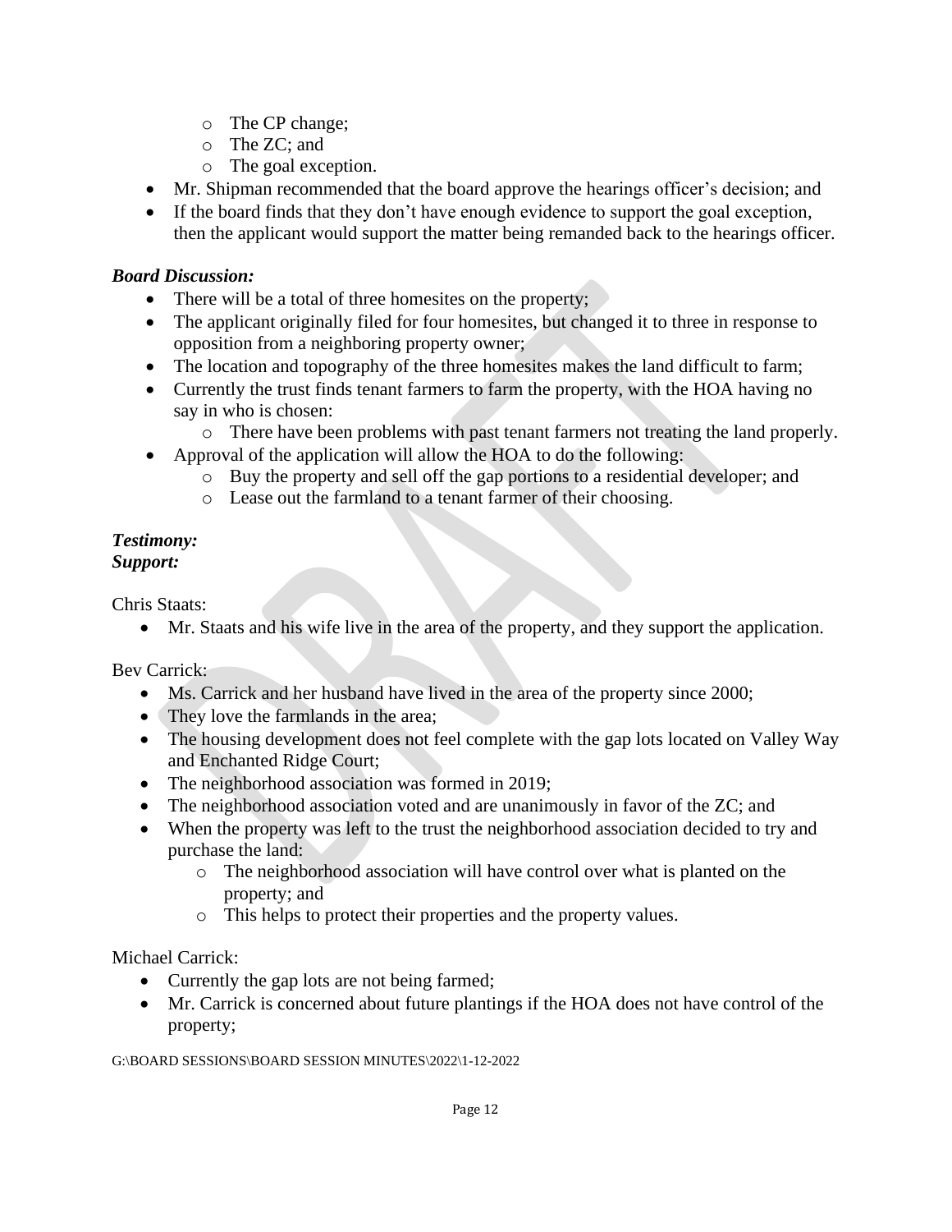- The CP change;
    - The ZC; and
    - The goal exception.
- Mr. Shipman recommended that the board approve the hearings officer's decision; and
- If the board finds that they don't have enough evidence to support the goal exception, then the applicant would support the matter being remanded back to the hearings officer.

***Board Discussion:***

- There will be a total of three homesites on the property;
- The applicant originally filed for four homesites, but changed it to three in response to opposition from a neighboring property owner;
- The location and topography of the three homesites makes the land difficult to farm;
- Currently the trust finds tenant farmers to farm the property, with the HOA having no say in who is chosen:
    - There have been problems with past tenant farmers not treating the land properly.
- Approval of the application will allow the HOA to do the following:
    - Buy the property and sell off the gap portions to a residential developer; and
    - Lease out the farmland to a tenant farmer of their choosing.

***Testimony:***
***Support:***

Chris Staats:

- Mr. Staats and his wife live in the area of the property, and they support the application.

Bev Carrick:

- Ms. Carrick and her husband have lived in the area of the property since 2000;
- They love the farmlands in the area;
- The housing development does not feel complete with the gap lots located on Valley Way and Enchanted Ridge Court;
- The neighborhood association was formed in 2019;
- The neighborhood association voted and are unanimously in favor of the ZC; and
- When the property was left to the trust the neighborhood association decided to try and purchase the land:
    - The neighborhood association will have control over what is planted on the property; and
    - This helps to protect their properties and the property values.

Michael Carrick:

- Currently the gap lots are not being farmed;
- Mr. Carrick is concerned about future plantings if the HOA does not have control of the property;

G:\BOARD SESSIONS\BOARD SESSION MINUTES\2022\1-12-2022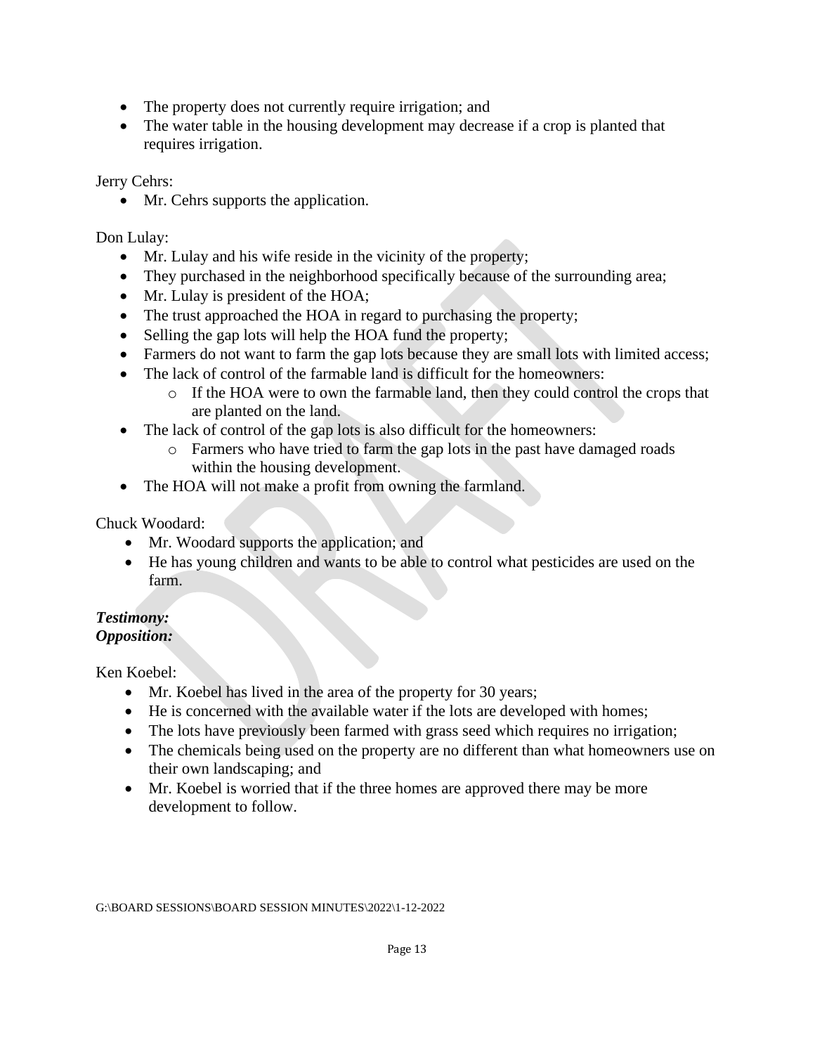- The property does not currently require irrigation; and
- The water table in the housing development may decrease if a crop is planted that requires irrigation.

Jerry Cehrs:

- Mr. Cehrs supports the application.

Don Lulay:

- Mr. Lulay and his wife reside in the vicinity of the property;
- They purchased in the neighborhood specifically because of the surrounding area;
- Mr. Lulay is president of the HOA;
- The trust approached the HOA in regard to purchasing the property;
- Selling the gap lots will help the HOA fund the property;
- Farmers do not want to farm the gap lots because they are small lots with limited access;
- The lack of control of the farmable land is difficult for the homeowners:
    - If the HOA were to own the farmable land, then they could control the crops that are planted on the land.
- The lack of control of the gap lots is also difficult for the homeowners:
    - Farmers who have tried to farm the gap lots in the past have damaged roads within the housing development.
- The HOA will not make a profit from owning the farmland.

Chuck Woodard:

- Mr. Woodard supports the application; and
- He has young children and wants to be able to control what pesticides are used on the farm.

***Testimony:***
***Opposition:***

Ken Koebel:

- Mr. Koebel has lived in the area of the property for 30 years;
- He is concerned with the available water if the lots are developed with homes;
- The lots have previously been farmed with grass seed which requires no irrigation;
- The chemicals being used on the property are no different than what homeowners use on their own landscaping; and
- Mr. Koebel is worried that if the three homes are approved there may be more development to follow.

G:\BOARD SESSIONS\BOARD SESSION MINUTES\2022\1-12-2022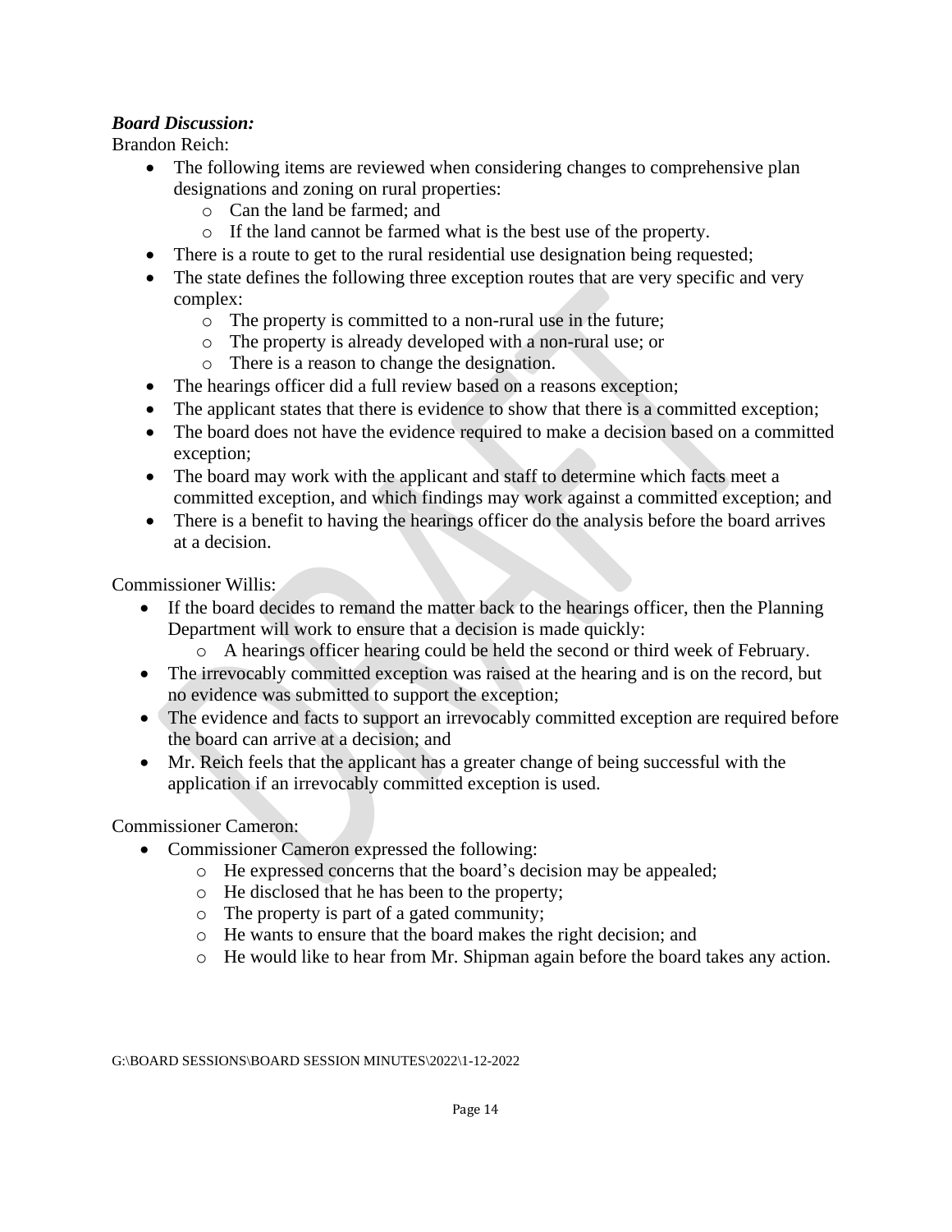***Board Discussion:***

Brandon Reich:

- The following items are reviewed when considering changes to comprehensive plan designations and zoning on rural properties:
  - Can the land be farmed; and
  - If the land cannot be farmed what is the best use of the property.
- There is a route to get to the rural residential use designation being requested;
- The state defines the following three exception routes that are very specific and very complex:
  - The property is committed to a non-rural use in the future;
  - The property is already developed with a non-rural use; or
  - There is a reason to change the designation.
- The hearings officer did a full review based on a reasons exception;
- The applicant states that there is evidence to show that there is a committed exception;
- The board does not have the evidence required to make a decision based on a committed exception;
- The board may work with the applicant and staff to determine which facts meet a committed exception, and which findings may work against a committed exception; and
- There is a benefit to having the hearings officer do the analysis before the board arrives at a decision.

Commissioner Willis:

- If the board decides to remand the matter back to the hearings officer, then the Planning Department will work to ensure that a decision is made quickly:
  - A hearings officer hearing could be held the second or third week of February.
- The irrevocably committed exception was raised at the hearing and is on the record, but no evidence was submitted to support the exception;
- The evidence and facts to support an irrevocably committed exception are required before the board can arrive at a decision; and
- Mr. Reich feels that the applicant has a greater change of being successful with the application if an irrevocably committed exception is used.

Commissioner Cameron:

- Commissioner Cameron expressed the following:
  - He expressed concerns that the board's decision may be appealed;
  - He disclosed that he has been to the property;
  - The property is part of a gated community;
  - He wants to ensure that the board makes the right decision; and
  - He would like to hear from Mr. Shipman again before the board takes any action.

G:\BOARD SESSIONS\BOARD SESSION MINUTES\2022\1-12-2022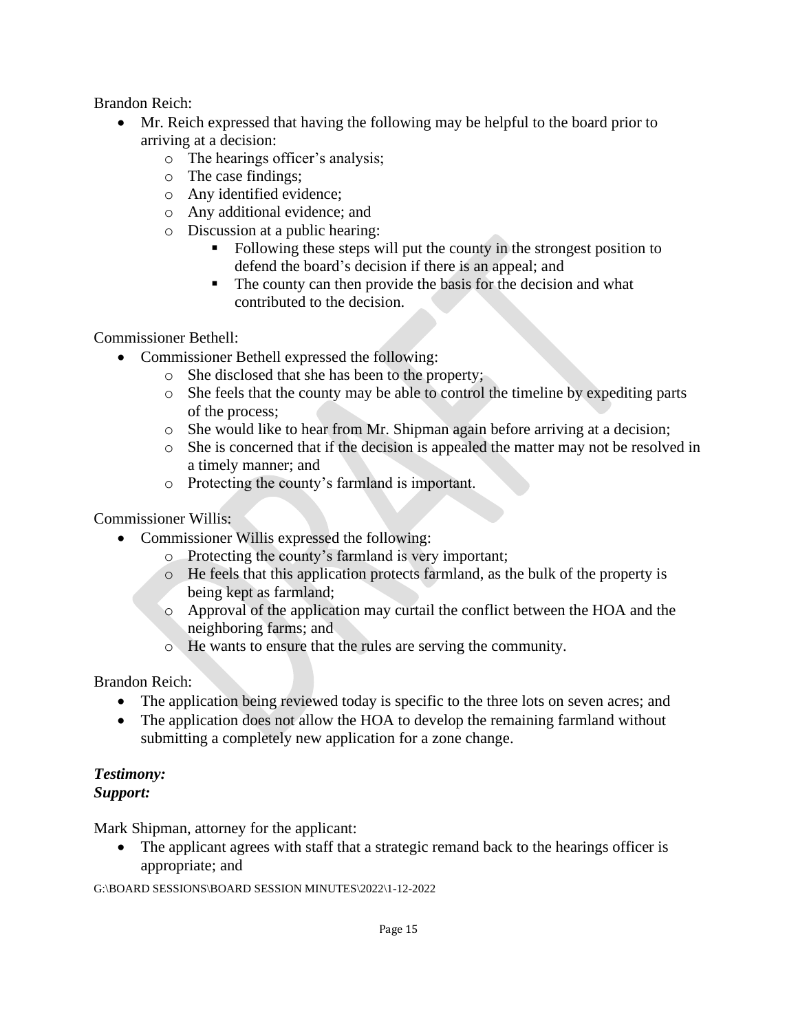Brandon Reich:

- Mr. Reich expressed that having the following may be helpful to the board prior to arriving at a decision:
  - The hearings officer's analysis;
  - The case findings;
  - Any identified evidence;
  - Any additional evidence; and
  - Discussion at a public hearing:
    - Following these steps will put the county in the strongest position to defend the board's decision if there is an appeal; and
    - The county can then provide the basis for the decision and what contributed to the decision.

Commissioner Bethell:

- Commissioner Bethell expressed the following:
  - She disclosed that she has been to the property;
  - She feels that the county may be able to control the timeline by expediting parts of the process;
  - She would like to hear from Mr. Shipman again before arriving at a decision;
  - She is concerned that if the decision is appealed the matter may not be resolved in a timely manner; and
  - Protecting the county's farmland is important.

Commissioner Willis:

- Commissioner Willis expressed the following:
  - Protecting the county's farmland is very important;
  - He feels that this application protects farmland, as the bulk of the property is being kept as farmland;
  - Approval of the application may curtail the conflict between the HOA and the neighboring farms; and
  - He wants to ensure that the rules are serving the community.

Brandon Reich:

- The application being reviewed today is specific to the three lots on seven acres; and
- The application does not allow the HOA to develop the remaining farmland without submitting a completely new application for a zone change.

***Testimony:***
***Support:***

Mark Shipman, attorney for the applicant:

- The applicant agrees with staff that a strategic remand back to the hearings officer is appropriate; and

G:\BOARD SESSIONS\BOARD SESSION MINUTES\2022\1-12-2022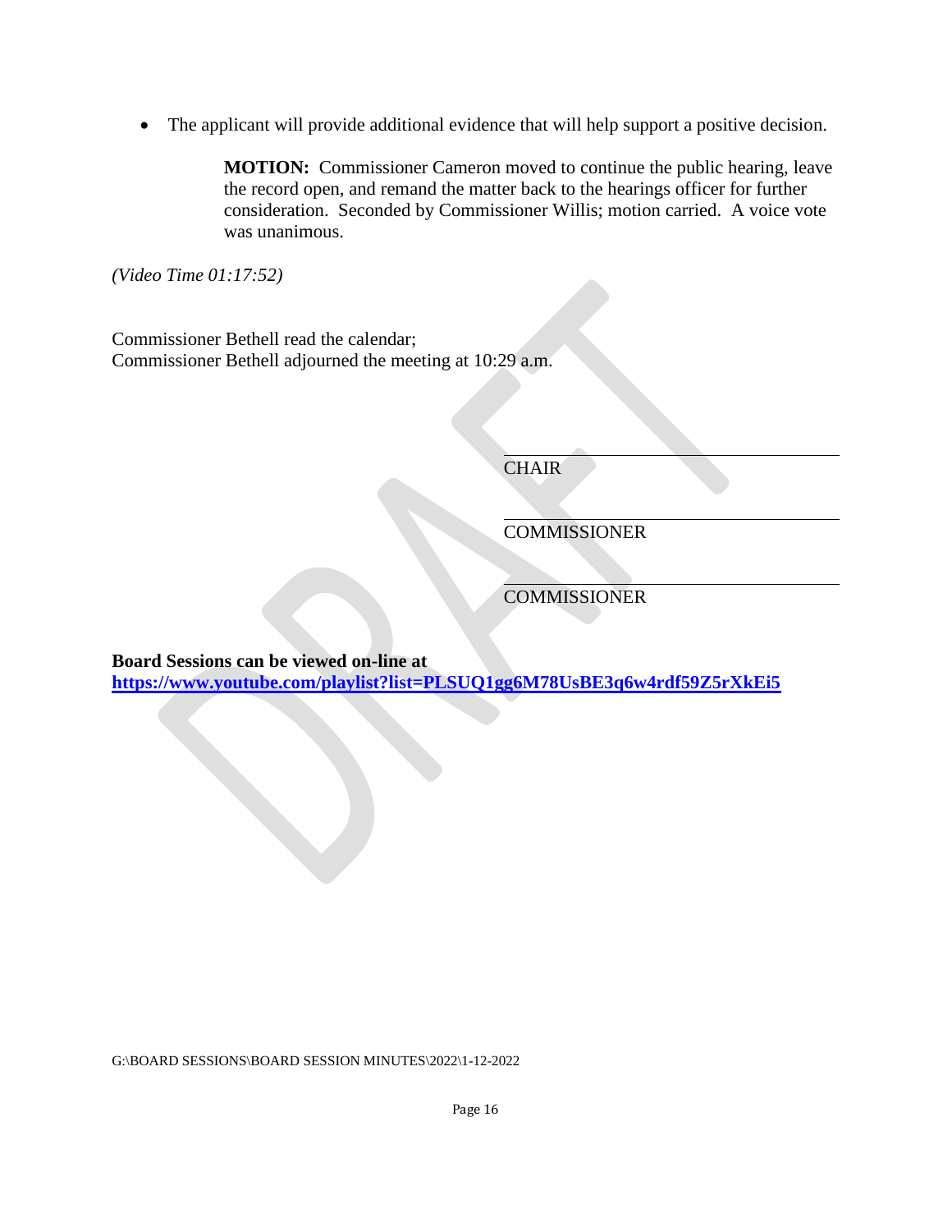- The applicant will provide additional evidence that will help support a positive decision.

**MOTION:** Commissioner Cameron moved to continue the public hearing, leave the record open, and remand the matter back to the hearings officer for further consideration. Seconded by Commissioner Willis; motion carried. A voice vote was unanimous.

*(Video Time 01:17:52)*

Commissioner Bethell read the calendar;
Commissioner Bethell adjourned the meeting at 10:29 a.m.

\_\_\_\_\_\_\_\_\_\_\_\_\_\_\_\_\_\_\_\_\_\_\_\_\_\_\_\_\_\_
CHAIR

\_\_\_\_\_\_\_\_\_\_\_\_\_\_\_\_\_\_\_\_\_\_\_\_\_\_\_\_\_\_
COMMISSIONER

\_\_\_\_\_\_\_\_\_\_\_\_\_\_\_\_\_\_\_\_\_\_\_\_\_\_\_\_\_\_
COMMISSIONER

**Board Sessions can be viewed on-line at**
**https://www.youtube.com/playlist?list=PLSUQ1gg6M78UsBE3q6w4rdf59Z5rXkEi5**

G:\BOARD SESSIONS\BOARD SESSION MINUTES\2022\1-12-2022